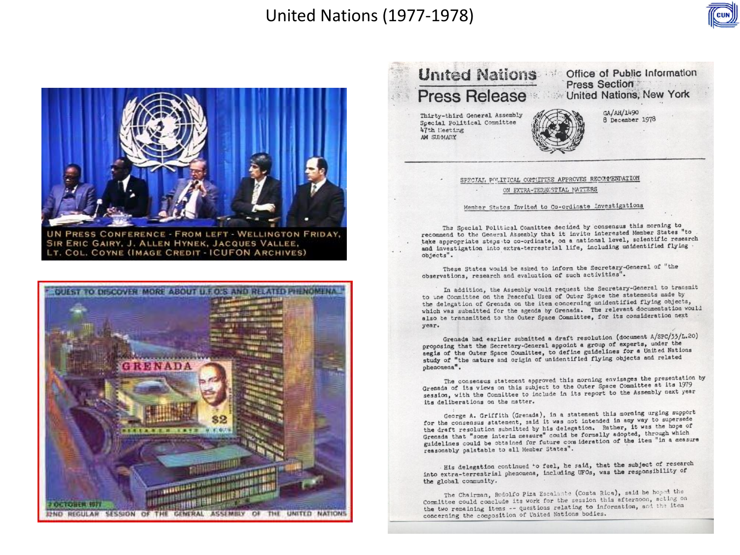# United Nations (1977-1978)

UN PRESS CONFERENCE - FROM LEFT - WELLINGTON FRIDAY, SIR ERIC GAIRY, J. ALLEN HYNEK, JACQUES VALLEE, LT. COL. COYNE (IMAGE CREDIT - ICUFON ARCHIVES)

"QUEST TO DISCOVER MORE ABOUT U.F.O'S AND RELATED PHENOMENA"

GRENADA

$2

7 OCTOBER 1977

32ND REGULAR SESSION OF THE GENERAL ASSEMBLY OF THE UNITED NATIONS

---

**United Nations Press Release**

Office of Public Information
Press Section
United Nations, New York

Thirty-third General Assembly
Special Political Committee
47th Meeting
AM SUMMARY

GA/AH/1490
8 December 1978

## SPECIAL POLITICAL COMMITTEE APPROVES RECOMMENDATION ON EXTRA-TERRESTIAL MATTERS

### Member States Invited to Co-ordinate Investigations

The Special Political Committee decided by consensus this morning to recommend to the General Assembly that it invite interested Member States "to take appropriate steps to co-ordinate, on a national level, scientific research and investigation into extra-terrestrial life, including unidentified flying objects".

These States would be asked to inform the Secretary-General of "the observations, research and evaluation of such activities".

In addition, the Assembly would request the Secretary-General to transmit to the Committee on the Peaceful Uses of Outer Space the statements made by the delegation of Grenada on the item concerning unidentified flying objects, which was submitted for the agenda by Grenada. The relevant documentation would also be transmitted to the Outer Space Committee, for its consideration next year.

Grenada had earlier submitted a draft resolution (document A/SPC/33/L.20) proposing that the Secretary-General appoint a group of experts, under the aegis of the Outer Space Committee, to define guidelines for a United Nations study of "the nature and origin of unidentified flying objects and related phenomena".

The consensus statement approved this morning envisages the presentation by Grenada of its views on this subject to the Outer Space Committee at its 1979 session, with the Committee to include in its report to the Assembly next year its deliberations on the matter.

George A. Griffith (Grenada), in a statement this morning urging support for the consensus statement, said it was not intended in any way to supersede the draft resolution submitted by his delegation. Rather, it was the hope of Grenada that "some interim measure" could be formally adopted, through which guidelines could be obtained for future consideration of the item "in a measure reasonably palatable to all Member States".

His delegation continued to feel, he said, that the subject of research into extra-terrestrial phenomena, including UFOs, was the responsibility of the global community.

The Chairman, Rodolfo Piza Escalante (Costa Rica), said he hoped the Committee could conclude its work for the session this afternoon, acting on the two remaining items -- questions relating to information, and the item concerning the composition of United Nations bodies.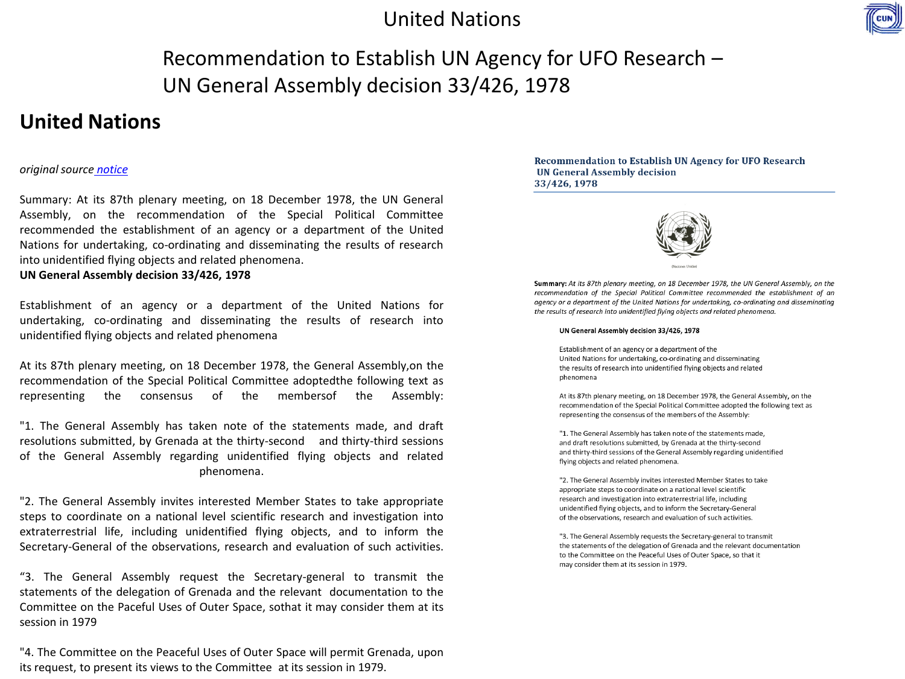United Nations

# Recommendation to Establish UN Agency for UFO Research – UN General Assembly decision 33/426, 1978

## United Nations

*original source* [notice](notice)

Summary: At its 87th plenary meeting, on 18 December 1978, the UN General Assembly, on the recommendation of the Special Political Committee recommended the establishment of an agency or a department of the United Nations for undertaking, co-ordinating and disseminating the results of research into unidentified flying objects and related phenomena.

**UN General Assembly decision 33/426, 1978**

Establishment of an agency or a department of the United Nations for undertaking, co-ordinating and disseminating the results of research into unidentified flying objects and related phenomena

At its 87th plenary meeting, on 18 December 1978, the General Assembly,on the recommendation of the Special Political Committee adoptedthe following text as representing the consensus of the membersof the Assembly:

"1. The General Assembly has taken note of the statements made, and draft resolutions submitted, by Grenada at the thirty-second and thirty-third sessions of the General Assembly regarding unidentified flying objects and related phenomena.

"2. The General Assembly invites interested Member States to take appropriate steps to coordinate on a national level scientific research and investigation into extraterrestrial life, including unidentified flying objects, and to inform the Secretary-General of the observations, research and evaluation of such activities.

“3. The General Assembly request the Secretary-general to transmit the statements of the delegation of Grenada and the relevant documentation to the Committee on the Paceful Uses of Outer Space, sothat it may consider them at its session in 1979

"4. The Committee on the Peaceful Uses of Outer Space will permit Grenada, upon its request, to present its views to the Committee at its session in 1979.

**Recommendation to Establish UN Agency for UFO Research**
**UN General Assembly decision 33/426, 1978**

(Naciones Unidas)

**Summary:** *At its 87th plenary meeting, on 18 December 1978, the UN General Assembly, on the recommendation of the Special Political Committee recommended the establishment of an agency or a department of the United Nations for undertaking, co-ordinating and disseminating the results of research into unidentified flying objects and related phenomena.*

**UN General Assembly decision 33/426, 1978**

Establishment of an agency or a department of the United Nations for undertaking, co-ordinating and disseminating the results of research into unidentified flying objects and related phenomena

At its 87th plenary meeting, on 18 December 1978, the General Assembly, on the recommendation of the Special Political Committee adopted the following text as representing the consensus of the members of the Assembly:

"1. The General Assembly has taken note of the statements made, and draft resolutions submitted, by Grenada at the thirty-second and thirty-third sessions of the General Assembly regarding unidentified flying objects and related phenomena.

"2. The General Assembly invites interested Member States to take appropriate steps to coordinate on a national level scientific research and investigation into extraterrestrial life, including unidentified flying objects, and to inform the Secretary-General of the observations, research and evaluation of such activities.

"3. The General Assembly requests the Secretary-general to transmit the statements of the delegation of Grenada and the relevant documentation to the Committee on the Peaceful Uses of Outer Space, so that it may consider them at its session in 1979.